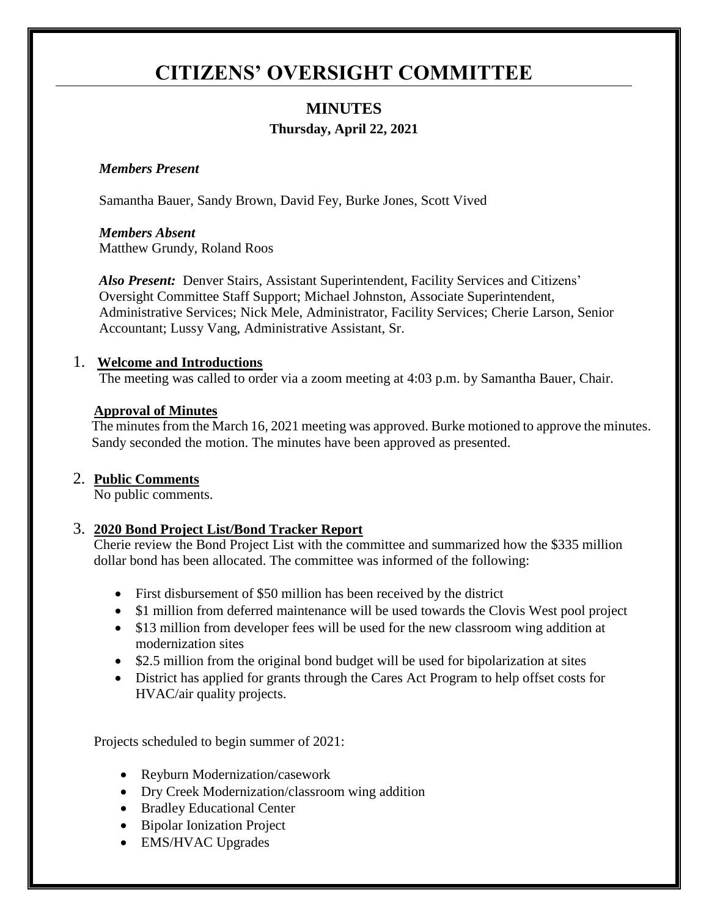# CITIZENS' OVERSIGHT COMMITTEE

## MINUTES

### Thursday, April 22, 2021

***Members Present***

Samantha Bauer, Sandy Brown, David Fey, Burke Jones, Scott Vived

***Members Absent***

Matthew Grundy, Roland Roos

***Also Present:*** Denver Stairs, Assistant Superintendent, Facility Services and Citizens' Oversight Committee Staff Support; Michael Johnston, Associate Superintendent, Administrative Services; Nick Mele, Administrator, Facility Services; Cherie Larson, Senior Accountant; Lussy Vang, Administrative Assistant, Sr.

1. **Welcome and Introductions**

   The meeting was called to order via a zoom meeting at 4:03 p.m. by Samantha Bauer, Chair.

   **Approval of Minutes**

   The minutes from the March 16, 2021 meeting was approved. Burke motioned to approve the minutes. Sandy seconded the motion. The minutes have been approved as presented.

2. **Public Comments**

   No public comments.

3. **2020 Bond Project List/Bond Tracker Report**

   Cherie review the Bond Project List with the committee and summarized how the $335 million dollar bond has been allocated. The committee was informed of the following:

   - First disbursement of $50 million has been received by the district
   - $1 million from deferred maintenance will be used towards the Clovis West pool project
   - $13 million from developer fees will be used for the new classroom wing addition at modernization sites
   - $2.5 million from the original bond budget will be used for bipolarization at sites
   - District has applied for grants through the Cares Act Program to help offset costs for HVAC/air quality projects.

   Projects scheduled to begin summer of 2021:

   - Reyburn Modernization/casework
   - Dry Creek Modernization/classroom wing addition
   - Bradley Educational Center
   - Bipolar Ionization Project
   - EMS/HVAC Upgrades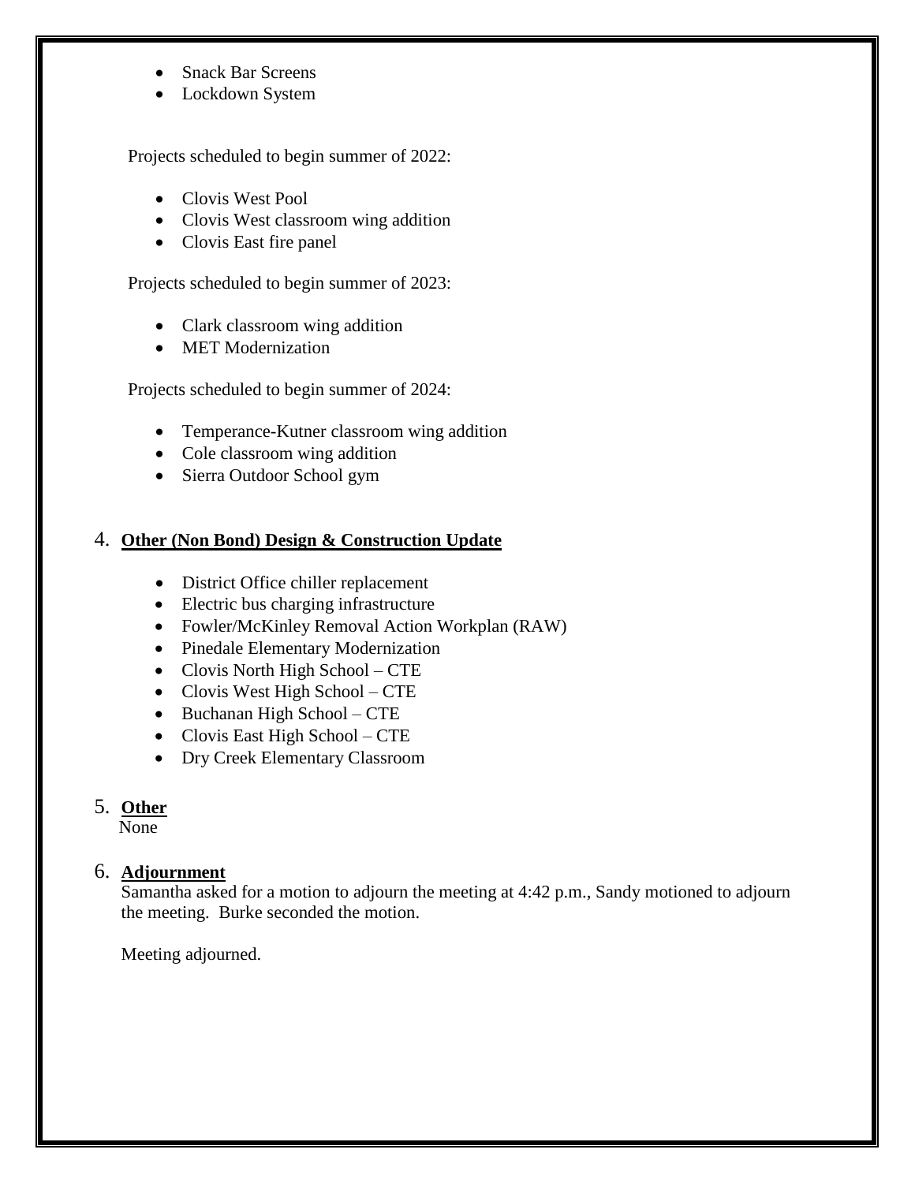- Snack Bar Screens
- Lockdown System

Projects scheduled to begin summer of 2022:

- Clovis West Pool
- Clovis West classroom wing addition
- Clovis East fire panel

Projects scheduled to begin summer of 2023:

- Clark classroom wing addition
- MET Modernization

Projects scheduled to begin summer of 2024:

- Temperance-Kutner classroom wing addition
- Cole classroom wing addition
- Sierra Outdoor School gym

4. **Other (Non Bond) Design & Construction Update**

- District Office chiller replacement
- Electric bus charging infrastructure
- Fowler/McKinley Removal Action Workplan (RAW)
- Pinedale Elementary Modernization
- Clovis North High School – CTE
- Clovis West High School – CTE
- Buchanan High School – CTE
- Clovis East High School – CTE
- Dry Creek Elementary Classroom

5. **Other**

None

6. **Adjournment**

Samantha asked for a motion to adjourn the meeting at 4:42 p.m., Sandy motioned to adjourn the meeting. Burke seconded the motion.

Meeting adjourned.